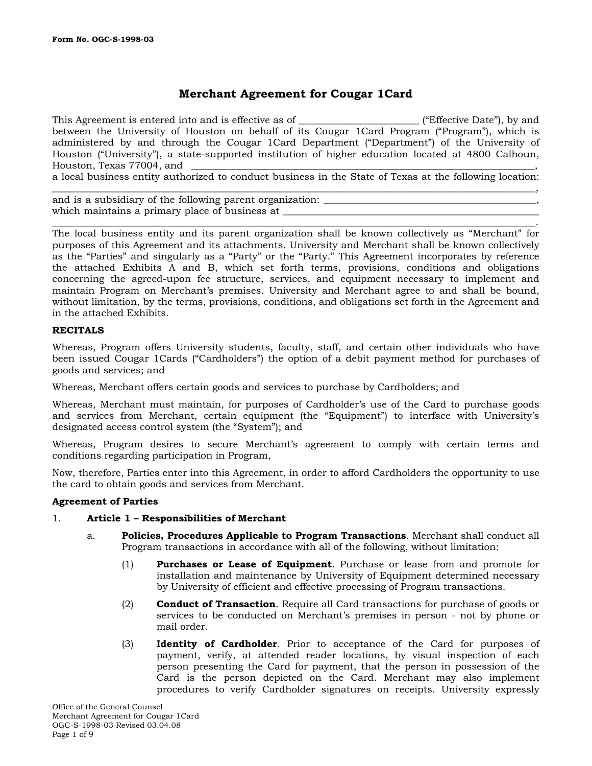Form No. OGC-S-1998-03

# Merchant Agreement for Cougar 1Card

This Agreement is entered into and is effective as of ________________________ ("Effective Date"), by and between the University of Houston on behalf of its Cougar 1Card Program ("Program"), which is administered by and through the Cougar 1Card Department ("Department") of the University of Houston ("University"), a state-supported institution of higher education located at 4800 Calhoun, Houston, Texas 77004, and ________________________________________________________________________, a local business entity authorized to conduct business in the State of Texas at the following location: ____________________________________________________________________________________________, and is a subsidiary of the following parent organization: ___________________________________________, which maintains a primary place of business at ________________________________________________ ____________________________________________________________________________________________. The local business entity and its parent organization shall be known collectively as "Merchant" for purposes of this Agreement and its attachments. University and Merchant shall be known collectively as the "Parties" and singularly as a "Party" or the "Party." This Agreement incorporates by reference the attached Exhibits A and B, which set forth terms, provisions, conditions and obligations concerning the agreed-upon fee structure, services, and equipment necessary to implement and maintain Program on Merchant's premises. University and Merchant agree to and shall be bound, without limitation, by the terms, provisions, conditions, and obligations set forth in the Agreement and in the attached Exhibits.

**RECITALS**

Whereas, Program offers University students, faculty, staff, and certain other individuals who have been issued Cougar 1Cards ("Cardholders") the option of a debit payment method for purchases of goods and services; and

Whereas, Merchant offers certain goods and services to purchase by Cardholders; and

Whereas, Merchant must maintain, for purposes of Cardholder's use of the Card to purchase goods and services from Merchant, certain equipment (the "Equipment") to interface with University's designated access control system (the "System"); and

Whereas, Program desires to secure Merchant's agreement to comply with certain terms and conditions regarding participation in Program,

Now, therefore, Parties enter into this Agreement, in order to afford Cardholders the opportunity to use the card to obtain goods and services from Merchant.

**Agreement of Parties**

1. **Article 1 – Responsibilities of Merchant**

   a. **Policies, Procedures Applicable to Program Transactions**. Merchant shall conduct all Program transactions in accordance with all of the following, without limitation:

      (1) **Purchases or Lease of Equipment**. Purchase or lease from and promote for installation and maintenance by University of Equipment determined necessary by University of efficient and effective processing of Program transactions.

      (2) **Conduct of Transaction**. Require all Card transactions for purchase of goods or services to be conducted on Merchant's premises in person - not by phone or mail order.

      (3) **Identity of Cardholder**. Prior to acceptance of the Card for purposes of payment, verify, at attended reader locations, by visual inspection of each person presenting the Card for payment, that the person in possession of the Card is the person depicted on the Card. Merchant may also implement procedures to verify Cardholder signatures on receipts. University expressly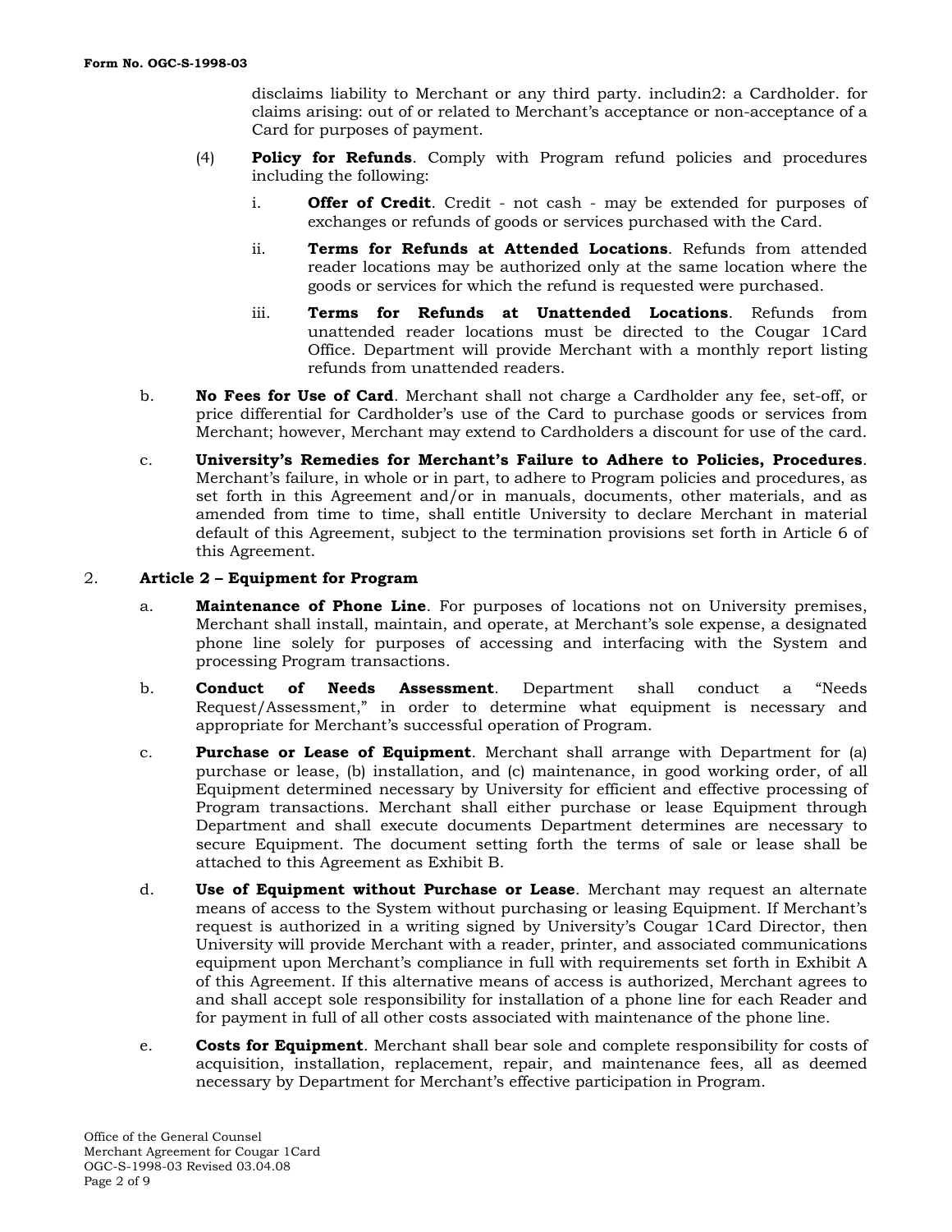disclaims liability to Merchant or any third party. includin2: a Cardholder. for claims arising: out of or related to Merchant's acceptance or non-acceptance of a Card for purposes of payment.

(4) **Policy for Refunds**. Comply with Program refund policies and procedures including the following:

i. **Offer of Credit**. Credit - not cash - may be extended for purposes of exchanges or refunds of goods or services purchased with the Card.

ii. **Terms for Refunds at Attended Locations**. Refunds from attended reader locations may be authorized only at the same location where the goods or services for which the refund is requested were purchased.

iii. **Terms for Refunds at Unattended Locations**. Refunds from unattended reader locations must be directed to the Cougar 1Card Office. Department will provide Merchant with a monthly report listing refunds from unattended readers.

b. **No Fees for Use of Card**. Merchant shall not charge a Cardholder any fee, set-off, or price differential for Cardholder's use of the Card to purchase goods or services from Merchant; however, Merchant may extend to Cardholders a discount for use of the card.

c. **University's Remedies for Merchant's Failure to Adhere to Policies, Procedures**. Merchant's failure, in whole or in part, to adhere to Program policies and procedures, as set forth in this Agreement and/or in manuals, documents, other materials, and as amended from time to time, shall entitle University to declare Merchant in material default of this Agreement, subject to the termination provisions set forth in Article 6 of this Agreement.

2. **Article 2 – Equipment for Program**

a. **Maintenance of Phone Line**. For purposes of locations not on University premises, Merchant shall install, maintain, and operate, at Merchant's sole expense, a designated phone line solely for purposes of accessing and interfacing with the System and processing Program transactions.

b. **Conduct of Needs Assessment**. Department shall conduct a "Needs Request/Assessment," in order to determine what equipment is necessary and appropriate for Merchant's successful operation of Program.

c. **Purchase or Lease of Equipment**. Merchant shall arrange with Department for (a) purchase or lease, (b) installation, and (c) maintenance, in good working order, of all Equipment determined necessary by University for efficient and effective processing of Program transactions. Merchant shall either purchase or lease Equipment through Department and shall execute documents Department determines are necessary to secure Equipment. The document setting forth the terms of sale or lease shall be attached to this Agreement as Exhibit B.

d. **Use of Equipment without Purchase or Lease**. Merchant may request an alternate means of access to the System without purchasing or leasing Equipment. If Merchant's request is authorized in a writing signed by University's Cougar 1Card Director, then University will provide Merchant with a reader, printer, and associated communications equipment upon Merchant's compliance in full with requirements set forth in Exhibit A of this Agreement. If this alternative means of access is authorized, Merchant agrees to and shall accept sole responsibility for installation of a phone line for each Reader and for payment in full of all other costs associated with maintenance of the phone line.

e. **Costs for Equipment**. Merchant shall bear sole and complete responsibility for costs of acquisition, installation, replacement, repair, and maintenance fees, all as deemed necessary by Department for Merchant's effective participation in Program.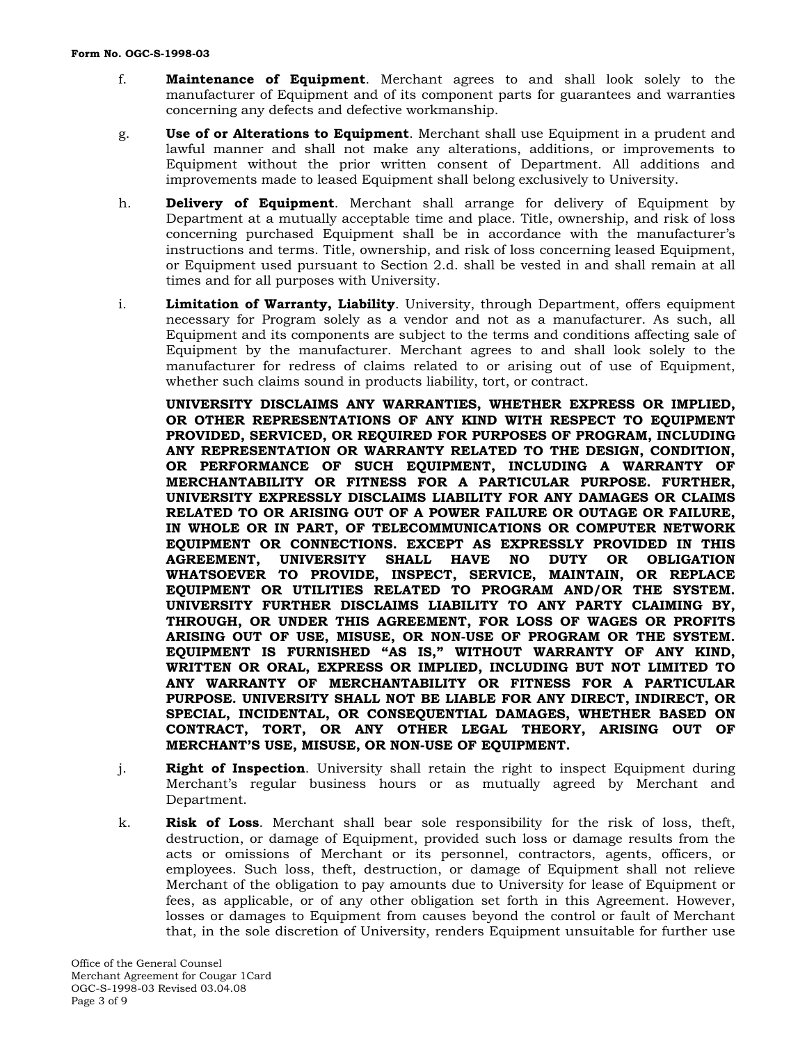f. **Maintenance of Equipment**. Merchant agrees to and shall look solely to the manufacturer of Equipment and of its component parts for guarantees and warranties concerning any defects and defective workmanship.

g. **Use of or Alterations to Equipment**. Merchant shall use Equipment in a prudent and lawful manner and shall not make any alterations, additions, or improvements to Equipment without the prior written consent of Department. All additions and improvements made to leased Equipment shall belong exclusively to University.

h. **Delivery of Equipment**. Merchant shall arrange for delivery of Equipment by Department at a mutually acceptable time and place. Title, ownership, and risk of loss concerning purchased Equipment shall be in accordance with the manufacturer's instructions and terms. Title, ownership, and risk of loss concerning leased Equipment, or Equipment used pursuant to Section 2.d. shall be vested in and shall remain at all times and for all purposes with University.

i. **Limitation of Warranty, Liability**. University, through Department, offers equipment necessary for Program solely as a vendor and not as a manufacturer. As such, all Equipment and its components are subject to the terms and conditions affecting sale of Equipment by the manufacturer. Merchant agrees to and shall look solely to the manufacturer for redress of claims related to or arising out of use of Equipment, whether such claims sound in products liability, tort, or contract.

**UNIVERSITY DISCLAIMS ANY WARRANTIES, WHETHER EXPRESS OR IMPLIED, OR OTHER REPRESENTATIONS OF ANY KIND WITH RESPECT TO EQUIPMENT PROVIDED, SERVICED, OR REQUIRED FOR PURPOSES OF PROGRAM, INCLUDING ANY REPRESENTATION OR WARRANTY RELATED TO THE DESIGN, CONDITION, OR PERFORMANCE OF SUCH EQUIPMENT, INCLUDING A WARRANTY OF MERCHANTABILITY OR FITNESS FOR A PARTICULAR PURPOSE. FURTHER, UNIVERSITY EXPRESSLY DISCLAIMS LIABILITY FOR ANY DAMAGES OR CLAIMS RELATED TO OR ARISING OUT OF A POWER FAILURE OR OUTAGE OR FAILURE, IN WHOLE OR IN PART, OF TELECOMMUNICATIONS OR COMPUTER NETWORK EQUIPMENT OR CONNECTIONS. EXCEPT AS EXPRESSLY PROVIDED IN THIS AGREEMENT, UNIVERSITY SHALL HAVE NO DUTY OR OBLIGATION WHATSOEVER TO PROVIDE, INSPECT, SERVICE, MAINTAIN, OR REPLACE EQUIPMENT OR UTILITIES RELATED TO PROGRAM AND/OR THE SYSTEM. UNIVERSITY FURTHER DISCLAIMS LIABILITY TO ANY PARTY CLAIMING BY, THROUGH, OR UNDER THIS AGREEMENT, FOR LOSS OF WAGES OR PROFITS ARISING OUT OF USE, MISUSE, OR NON-USE OF PROGRAM OR THE SYSTEM. EQUIPMENT IS FURNISHED "AS IS," WITHOUT WARRANTY OF ANY KIND, WRITTEN OR ORAL, EXPRESS OR IMPLIED, INCLUDING BUT NOT LIMITED TO ANY WARRANTY OF MERCHANTABILITY OR FITNESS FOR A PARTICULAR PURPOSE. UNIVERSITY SHALL NOT BE LIABLE FOR ANY DIRECT, INDIRECT, OR SPECIAL, INCIDENTAL, OR CONSEQUENTIAL DAMAGES, WHETHER BASED ON CONTRACT, TORT, OR ANY OTHER LEGAL THEORY, ARISING OUT OF MERCHANT'S USE, MISUSE, OR NON-USE OF EQUIPMENT.**

j. **Right of Inspection**. University shall retain the right to inspect Equipment during Merchant's regular business hours or as mutually agreed by Merchant and Department.

k. **Risk of Loss**. Merchant shall bear sole responsibility for the risk of loss, theft, destruction, or damage of Equipment, provided such loss or damage results from the acts or omissions of Merchant or its personnel, contractors, agents, officers, or employees. Such loss, theft, destruction, or damage of Equipment shall not relieve Merchant of the obligation to pay amounts due to University for lease of Equipment or fees, as applicable, or of any other obligation set forth in this Agreement. However, losses or damages to Equipment from causes beyond the control or fault of Merchant that, in the sole discretion of University, renders Equipment unsuitable for further use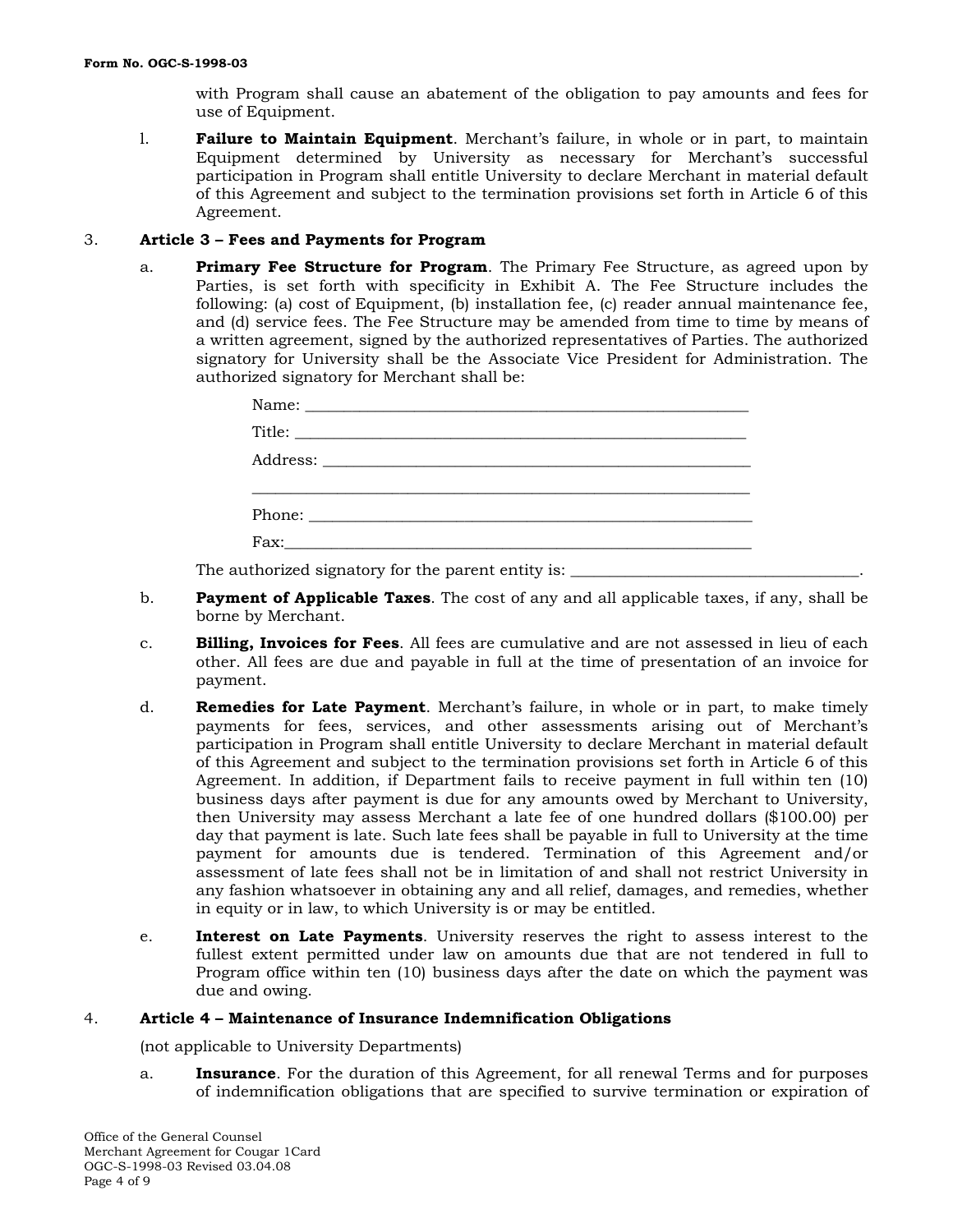with Program shall cause an abatement of the obligation to pay amounts and fees for use of Equipment.

l. **Failure to Maintain Equipment**. Merchant's failure, in whole or in part, to maintain Equipment determined by University as necessary for Merchant's successful participation in Program shall entitle University to declare Merchant in material default of this Agreement and subject to the termination provisions set forth in Article 6 of this Agreement.

3. **Article 3 – Fees and Payments for Program**

a. **Primary Fee Structure for Program**. The Primary Fee Structure, as agreed upon by Parties, is set forth with specificity in Exhibit A. The Fee Structure includes the following: (a) cost of Equipment, (b) installation fee, (c) reader annual maintenance fee, and (d) service fees. The Fee Structure may be amended from time to time by means of a written agreement, signed by the authorized representatives of Parties. The authorized signatory for University shall be the Associate Vice President for Administration. The authorized signatory for Merchant shall be:

Name: ________________________________________________________

Title: ________________________________________________________

Address: ______________________________________________________

______________________________________________________________

Phone: _______________________________________________________

Fax:__________________________________________________________

The authorized signatory for the parent entity is: ___________________________________.

b. **Payment of Applicable Taxes**. The cost of any and all applicable taxes, if any, shall be borne by Merchant.

c. **Billing, Invoices for Fees**. All fees are cumulative and are not assessed in lieu of each other. All fees are due and payable in full at the time of presentation of an invoice for payment.

d. **Remedies for Late Payment**. Merchant's failure, in whole or in part, to make timely payments for fees, services, and other assessments arising out of Merchant's participation in Program shall entitle University to declare Merchant in material default of this Agreement and subject to the termination provisions set forth in Article 6 of this Agreement. In addition, if Department fails to receive payment in full within ten (10) business days after payment is due for any amounts owed by Merchant to University, then University may assess Merchant a late fee of one hundred dollars ($100.00) per day that payment is late. Such late fees shall be payable in full to University at the time payment for amounts due is tendered. Termination of this Agreement and/or assessment of late fees shall not be in limitation of and shall not restrict University in any fashion whatsoever in obtaining any and all relief, damages, and remedies, whether in equity or in law, to which University is or may be entitled.

e. **Interest on Late Payments**. University reserves the right to assess interest to the fullest extent permitted under law on amounts due that are not tendered in full to Program office within ten (10) business days after the date on which the payment was due and owing.

4. **Article 4 – Maintenance of Insurance Indemnification Obligations**

(not applicable to University Departments)

a. **Insurance**. For the duration of this Agreement, for all renewal Terms and for purposes of indemnification obligations that are specified to survive termination or expiration of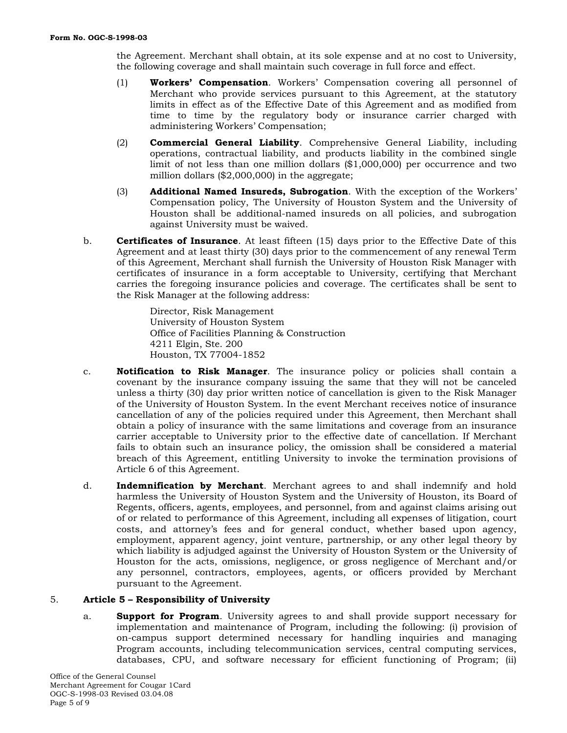the Agreement. Merchant shall obtain, at its sole expense and at no cost to University, the following coverage and shall maintain such coverage in full force and effect.

(1) **Workers' Compensation**. Workers' Compensation covering all personnel of Merchant who provide services pursuant to this Agreement, at the statutory limits in effect as of the Effective Date of this Agreement and as modified from time to time by the regulatory body or insurance carrier charged with administering Workers' Compensation;

(2) **Commercial General Liability**. Comprehensive General Liability, including operations, contractual liability, and products liability in the combined single limit of not less than one million dollars ($1,000,000) per occurrence and two million dollars ($2,000,000) in the aggregate;

(3) **Additional Named Insureds, Subrogation**. With the exception of the Workers' Compensation policy, The University of Houston System and the University of Houston shall be additional-named insureds on all policies, and subrogation against University must be waived.

b. **Certificates of Insurance**. At least fifteen (15) days prior to the Effective Date of this Agreement and at least thirty (30) days prior to the commencement of any renewal Term of this Agreement, Merchant shall furnish the University of Houston Risk Manager with certificates of insurance in a form acceptable to University, certifying that Merchant carries the foregoing insurance policies and coverage. The certificates shall be sent to the Risk Manager at the following address:

Director, Risk Management
University of Houston System
Office of Facilities Planning & Construction
4211 Elgin, Ste. 200
Houston, TX 77004-1852

c. **Notification to Risk Manager**. The insurance policy or policies shall contain a covenant by the insurance company issuing the same that they will not be canceled unless a thirty (30) day prior written notice of cancellation is given to the Risk Manager of the University of Houston System. In the event Merchant receives notice of insurance cancellation of any of the policies required under this Agreement, then Merchant shall obtain a policy of insurance with the same limitations and coverage from an insurance carrier acceptable to University prior to the effective date of cancellation. If Merchant fails to obtain such an insurance policy, the omission shall be considered a material breach of this Agreement, entitling University to invoke the termination provisions of Article 6 of this Agreement.

d. **Indemnification by Merchant**. Merchant agrees to and shall indemnify and hold harmless the University of Houston System and the University of Houston, its Board of Regents, officers, agents, employees, and personnel, from and against claims arising out of or related to performance of this Agreement, including all expenses of litigation, court costs, and attorney's fees and for general conduct, whether based upon agency, employment, apparent agency, joint venture, partnership, or any other legal theory by which liability is adjudged against the University of Houston System or the University of Houston for the acts, omissions, negligence, or gross negligence of Merchant and/or any personnel, contractors, employees, agents, or officers provided by Merchant pursuant to the Agreement.

## 5. Article 5 – Responsibility of University

a. **Support for Program**. University agrees to and shall provide support necessary for implementation and maintenance of Program, including the following: (i) provision of on-campus support determined necessary for handling inquiries and managing Program accounts, including telecommunication services, central computing services, databases, CPU, and software necessary for efficient functioning of Program; (ii)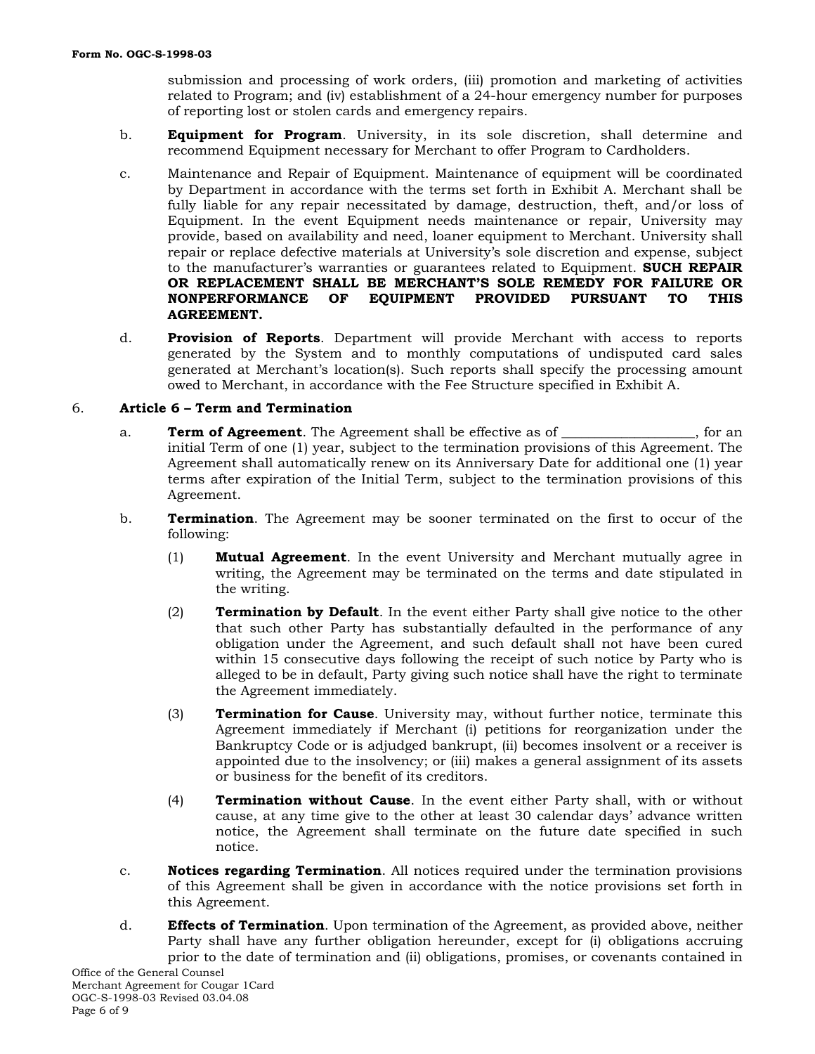submission and processing of work orders, (iii) promotion and marketing of activities related to Program; and (iv) establishment of a 24-hour emergency number for purposes of reporting lost or stolen cards and emergency repairs.

b. **Equipment for Program**. University, in its sole discretion, shall determine and recommend Equipment necessary for Merchant to offer Program to Cardholders.

c. Maintenance and Repair of Equipment. Maintenance of equipment will be coordinated by Department in accordance with the terms set forth in Exhibit A. Merchant shall be fully liable for any repair necessitated by damage, destruction, theft, and/or loss of Equipment. In the event Equipment needs maintenance or repair, University may provide, based on availability and need, loaner equipment to Merchant. University shall repair or replace defective materials at University's sole discretion and expense, subject to the manufacturer's warranties or guarantees related to Equipment. **SUCH REPAIR OR REPLACEMENT SHALL BE MERCHANT'S SOLE REMEDY FOR FAILURE OR NONPERFORMANCE OF EQUIPMENT PROVIDED PURSUANT TO THIS AGREEMENT.**

d. **Provision of Reports**. Department will provide Merchant with access to reports generated by the System and to monthly computations of undisputed card sales generated at Merchant's location(s). Such reports shall specify the processing amount owed to Merchant, in accordance with the Fee Structure specified in Exhibit A.

## 6. Article 6 – Term and Termination

a. **Term of Agreement**. The Agreement shall be effective as of ___________________, for an initial Term of one (1) year, subject to the termination provisions of this Agreement. The Agreement shall automatically renew on its Anniversary Date for additional one (1) year terms after expiration of the Initial Term, subject to the termination provisions of this Agreement.

b. **Termination**. The Agreement may be sooner terminated on the first to occur of the following:

(1) **Mutual Agreement**. In the event University and Merchant mutually agree in writing, the Agreement may be terminated on the terms and date stipulated in the writing.

(2) **Termination by Default**. In the event either Party shall give notice to the other that such other Party has substantially defaulted in the performance of any obligation under the Agreement, and such default shall not have been cured within 15 consecutive days following the receipt of such notice by Party who is alleged to be in default, Party giving such notice shall have the right to terminate the Agreement immediately.

(3) **Termination for Cause**. University may, without further notice, terminate this Agreement immediately if Merchant (i) petitions for reorganization under the Bankruptcy Code or is adjudged bankrupt, (ii) becomes insolvent or a receiver is appointed due to the insolvency; or (iii) makes a general assignment of its assets or business for the benefit of its creditors.

(4) **Termination without Cause**. In the event either Party shall, with or without cause, at any time give to the other at least 30 calendar days' advance written notice, the Agreement shall terminate on the future date specified in such notice.

c. **Notices regarding Termination**. All notices required under the termination provisions of this Agreement shall be given in accordance with the notice provisions set forth in this Agreement.

d. **Effects of Termination**. Upon termination of the Agreement, as provided above, neither Party shall have any further obligation hereunder, except for (i) obligations accruing prior to the date of termination and (ii) obligations, promises, or covenants contained in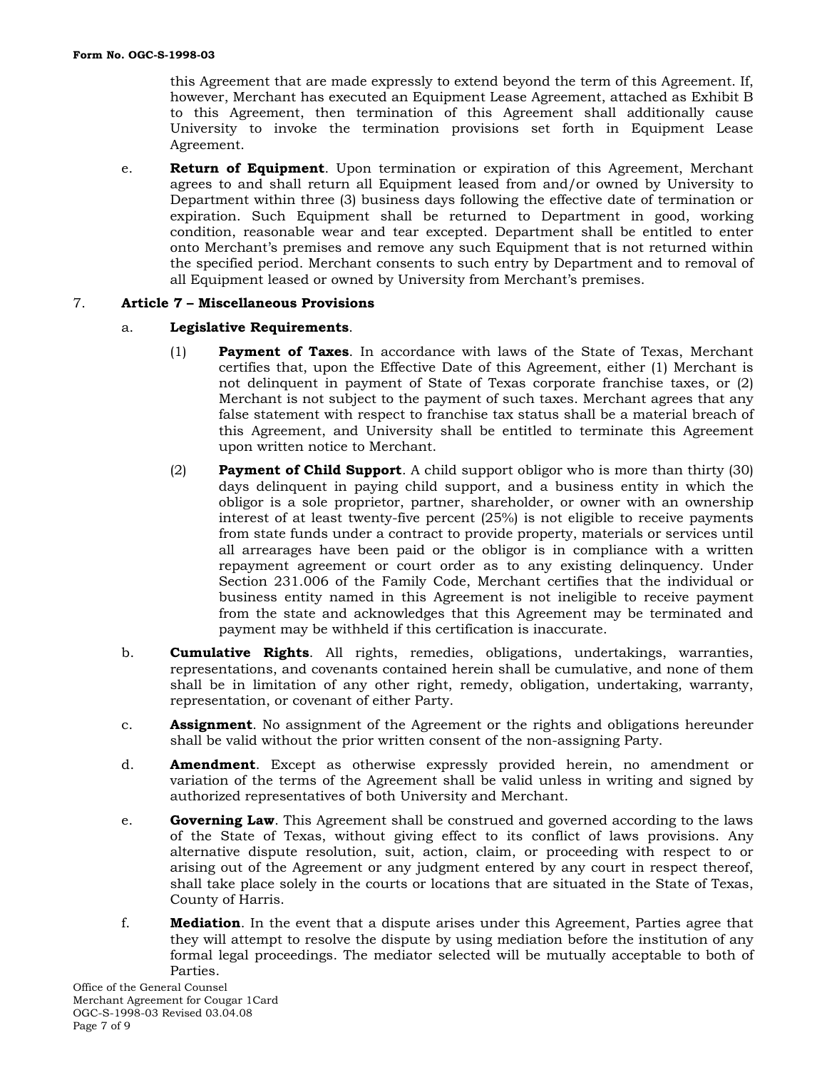this Agreement that are made expressly to extend beyond the term of this Agreement. If, however, Merchant has executed an Equipment Lease Agreement, attached as Exhibit B to this Agreement, then termination of this Agreement shall additionally cause University to invoke the termination provisions set forth in Equipment Lease Agreement.

e. **Return of Equipment**. Upon termination or expiration of this Agreement, Merchant agrees to and shall return all Equipment leased from and/or owned by University to Department within three (3) business days following the effective date of termination or expiration. Such Equipment shall be returned to Department in good, working condition, reasonable wear and tear excepted. Department shall be entitled to enter onto Merchant's premises and remove any such Equipment that is not returned within the specified period. Merchant consents to such entry by Department and to removal of all Equipment leased or owned by University from Merchant's premises.

7. **Article 7 – Miscellaneous Provisions**

a. **Legislative Requirements**.

(1) **Payment of Taxes**. In accordance with laws of the State of Texas, Merchant certifies that, upon the Effective Date of this Agreement, either (1) Merchant is not delinquent in payment of State of Texas corporate franchise taxes, or (2) Merchant is not subject to the payment of such taxes. Merchant agrees that any false statement with respect to franchise tax status shall be a material breach of this Agreement, and University shall be entitled to terminate this Agreement upon written notice to Merchant.

(2) **Payment of Child Support**. A child support obligor who is more than thirty (30) days delinquent in paying child support, and a business entity in which the obligor is a sole proprietor, partner, shareholder, or owner with an ownership interest of at least twenty-five percent (25%) is not eligible to receive payments from state funds under a contract to provide property, materials or services until all arrearages have been paid or the obligor is in compliance with a written repayment agreement or court order as to any existing delinquency. Under Section 231.006 of the Family Code, Merchant certifies that the individual or business entity named in this Agreement is not ineligible to receive payment from the state and acknowledges that this Agreement may be terminated and payment may be withheld if this certification is inaccurate.

b. **Cumulative Rights**. All rights, remedies, obligations, undertakings, warranties, representations, and covenants contained herein shall be cumulative, and none of them shall be in limitation of any other right, remedy, obligation, undertaking, warranty, representation, or covenant of either Party.

c. **Assignment**. No assignment of the Agreement or the rights and obligations hereunder shall be valid without the prior written consent of the non-assigning Party.

d. **Amendment**. Except as otherwise expressly provided herein, no amendment or variation of the terms of the Agreement shall be valid unless in writing and signed by authorized representatives of both University and Merchant.

e. **Governing Law**. This Agreement shall be construed and governed according to the laws of the State of Texas, without giving effect to its conflict of laws provisions. Any alternative dispute resolution, suit, action, claim, or proceeding with respect to or arising out of the Agreement or any judgment entered by any court in respect thereof, shall take place solely in the courts or locations that are situated in the State of Texas, County of Harris.

f. **Mediation**. In the event that a dispute arises under this Agreement, Parties agree that they will attempt to resolve the dispute by using mediation before the institution of any formal legal proceedings. The mediator selected will be mutually acceptable to both of Parties.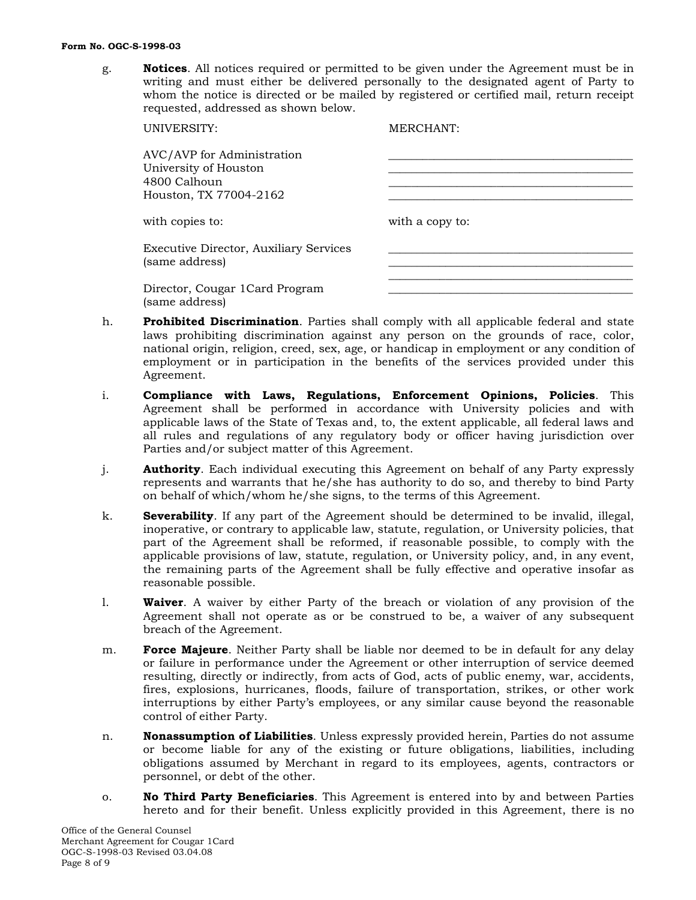g. **Notices**. All notices required or permitted to be given under the Agreement must be in writing and must either be delivered personally to the designated agent of Party to whom the notice is directed or be mailed by registered or certified mail, return receipt requested, addressed as shown below.

| UNIVERSITY: | MERCHANT: |
|---|---|
| AVC/AVP for Administration | ______________________________ |
| University of Houston | ______________________________ |
| 4800 Calhoun | ______________________________ |
| Houston, TX 77004-2162 | ______________________________ |
| with copies to: | with a copy to: |
| Executive Director, Auxiliary Services | ______________________________ |
| (same address) | ______________________________ |
| | ______________________________ |
| Director, Cougar 1Card Program | ______________________________ |
| (same address) | |

h. **Prohibited Discrimination**. Parties shall comply with all applicable federal and state laws prohibiting discrimination against any person on the grounds of race, color, national origin, religion, creed, sex, age, or handicap in employment or any condition of employment or in participation in the benefits of the services provided under this Agreement.

i. **Compliance with Laws, Regulations, Enforcement Opinions, Policies**. This Agreement shall be performed in accordance with University policies and with applicable laws of the State of Texas and, to the extent applicable, all federal laws and all rules and regulations of any regulatory body or officer having jurisdiction over Parties and/or subject matter of this Agreement.

j. **Authority**. Each individual executing this Agreement on behalf of any Party expressly represents and warrants that he/she has authority to do so, and thereby to bind Party on behalf of which/whom he/she signs, to the terms of this Agreement.

k. **Severability**. If any part of the Agreement should be determined to be invalid, illegal, inoperative, or contrary to applicable law, statute, regulation, or University policies, that part of the Agreement shall be reformed, if reasonable possible, to comply with the applicable provisions of law, statute, regulation, or University policy, and, in any event, the remaining parts of the Agreement shall be fully effective and operative insofar as reasonable possible.

l. **Waiver**. A waiver by either Party of the breach or violation of any provision of the Agreement shall not operate as or be construed to be, a waiver of any subsequent breach of the Agreement.

m. **Force Majeure**. Neither Party shall be liable nor deemed to be in default for any delay or failure in performance under the Agreement or other interruption of service deemed resulting, directly or indirectly, from acts of God, acts of public enemy, war, accidents, fires, explosions, hurricanes, floods, failure of transportation, strikes, or other work interruptions by either Party's employees, or any similar cause beyond the reasonable control of either Party.

n. **Nonassumption of Liabilities**. Unless expressly provided herein, Parties do not assume or become liable for any of the existing or future obligations, liabilities, including obligations assumed by Merchant in regard to its employees, agents, contractors or personnel, or debt of the other.

o. **No Third Party Beneficiaries**. This Agreement is entered into by and between Parties hereto and for their benefit. Unless explicitly provided in this Agreement, there is no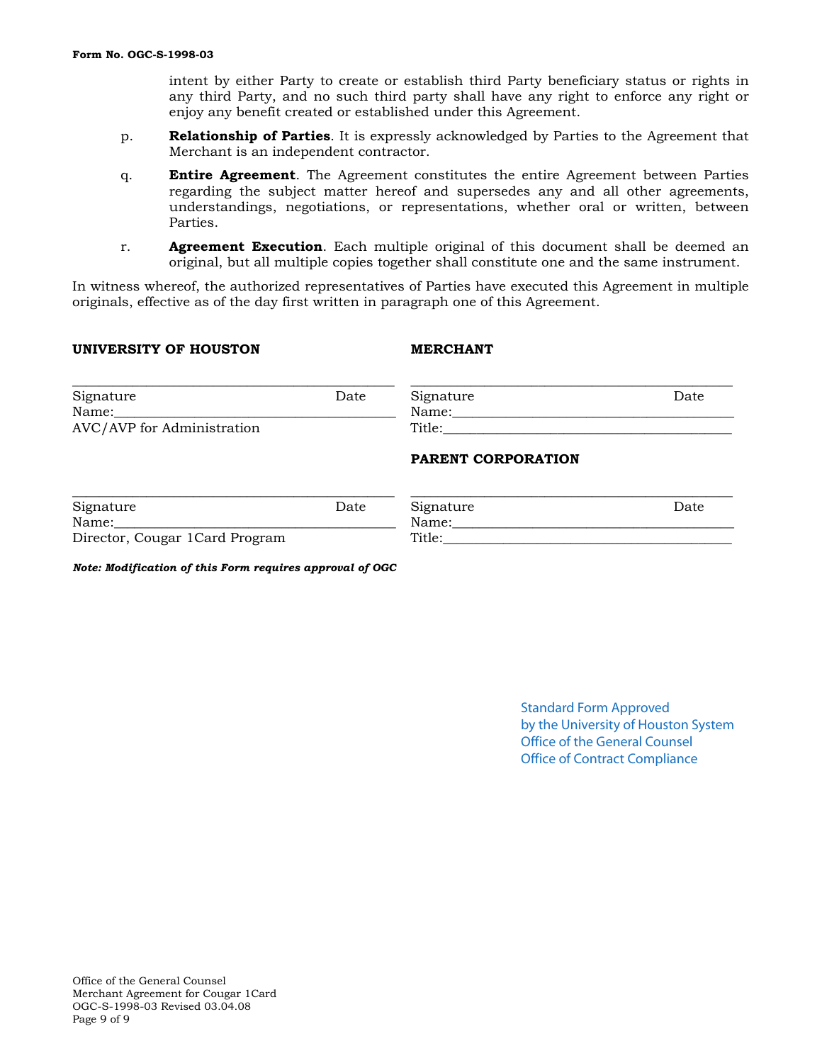intent by either Party to create or establish third Party beneficiary status or rights in any third Party, and no such third party shall have any right to enforce any right or enjoy any benefit created or established under this Agreement.

p. **Relationship of Parties**. It is expressly acknowledged by Parties to the Agreement that Merchant is an independent contractor.

q. **Entire Agreement**. The Agreement constitutes the entire Agreement between Parties regarding the subject matter hereof and supersedes any and all other agreements, understandings, negotiations, or representations, whether oral or written, between Parties.

r. **Agreement Execution**. Each multiple original of this document shall be deemed an original, but all multiple copies together shall constitute one and the same instrument.

In witness whereof, the authorized representatives of Parties have executed this Agreement in multiple originals, effective as of the day first written in paragraph one of this Agreement.

**UNIVERSITY OF HOUSTON**

\_\_\_\_\_\_\_\_\_\_\_\_\_\_\_\_\_\_\_\_\_\_\_\_\_\_\_\_\_\_\_\_\_\_\_\_\_\_\_\_
Signature Date
Name:\_\_\_\_\_\_\_\_\_\_\_\_\_\_\_\_\_\_\_\_\_\_\_\_\_\_\_\_\_\_\_\_\_\_\_\_
AVC/AVP for Administration

\_\_\_\_\_\_\_\_\_\_\_\_\_\_\_\_\_\_\_\_\_\_\_\_\_\_\_\_\_\_\_\_\_\_\_\_\_\_\_\_
Signature Date
Name:\_\_\_\_\_\_\_\_\_\_\_\_\_\_\_\_\_\_\_\_\_\_\_\_\_\_\_\_\_\_\_\_\_\_\_\_
Director, Cougar 1Card Program

**MERCHANT**

\_\_\_\_\_\_\_\_\_\_\_\_\_\_\_\_\_\_\_\_\_\_\_\_\_\_\_\_\_\_\_\_\_\_\_\_\_\_\_\_
Signature Date
Name:\_\_\_\_\_\_\_\_\_\_\_\_\_\_\_\_\_\_\_\_\_\_\_\_\_\_\_\_\_\_\_\_\_\_\_\_
Title:\_\_\_\_\_\_\_\_\_\_\_\_\_\_\_\_\_\_\_\_\_\_\_\_\_\_\_\_\_\_\_\_\_\_\_\_

**PARENT CORPORATION**

\_\_\_\_\_\_\_\_\_\_\_\_\_\_\_\_\_\_\_\_\_\_\_\_\_\_\_\_\_\_\_\_\_\_\_\_\_\_\_\_
Signature Date
Name:\_\_\_\_\_\_\_\_\_\_\_\_\_\_\_\_\_\_\_\_\_\_\_\_\_\_\_\_\_\_\_\_\_\_\_\_
Title:\_\_\_\_\_\_\_\_\_\_\_\_\_\_\_\_\_\_\_\_\_\_\_\_\_\_\_\_\_\_\_\_\_\_\_\_

***Note: Modification of this Form requires approval of OGC***

Standard Form Approved
by the University of Houston System
Office of the General Counsel
Office of Contract Compliance